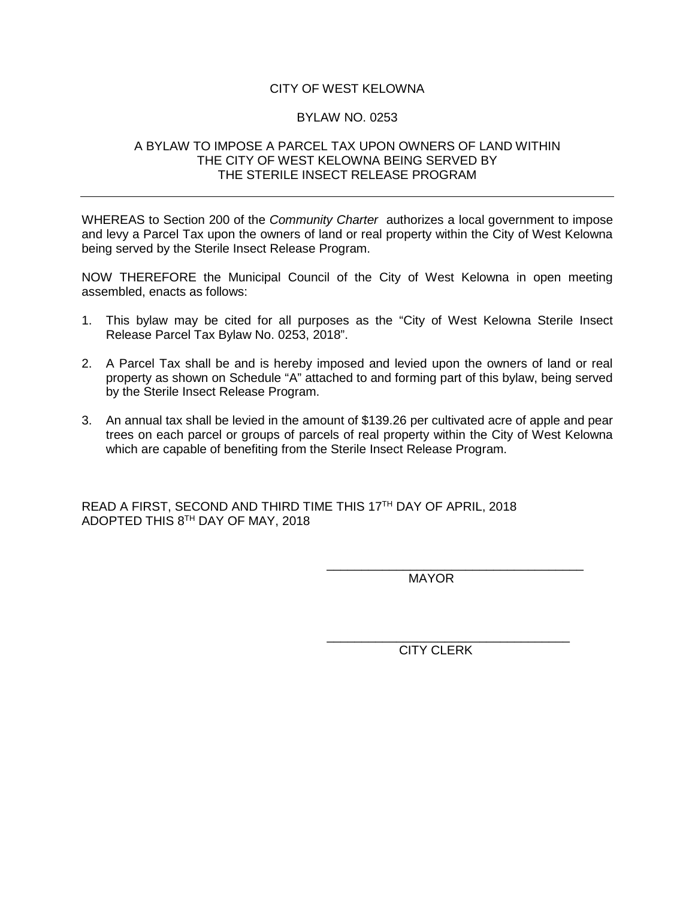CITY OF WEST KELOWNA

BYLAW NO. 0253

A BYLAW TO IMPOSE A PARCEL TAX UPON OWNERS OF LAND WITHIN THE CITY OF WEST KELOWNA BEING SERVED BY THE STERILE INSECT RELEASE PROGRAM

---

WHEREAS to Section 200 of the *Community Charter* authorizes a local government to impose and levy a Parcel Tax upon the owners of land or real property within the City of West Kelowna being served by the Sterile Insect Release Program.

NOW THEREFORE the Municipal Council of the City of West Kelowna in open meeting assembled, enacts as follows:

1. This bylaw may be cited for all purposes as the "City of West Kelowna Sterile Insect Release Parcel Tax Bylaw No. 0253, 2018".

2. A Parcel Tax shall be and is hereby imposed and levied upon the owners of land or real property as shown on Schedule "A" attached to and forming part of this bylaw, being served by the Sterile Insect Release Program.

3. An annual tax shall be levied in the amount of $139.26 per cultivated acre of apple and pear trees on each parcel or groups of parcels of real property within the City of West Kelowna which are capable of benefiting from the Sterile Insect Release Program.

READ A FIRST, SECOND AND THIRD TIME THIS 17TH DAY OF APRIL, 2018
ADOPTED THIS 8TH DAY OF MAY, 2018

\_\_\_\_\_\_\_\_\_\_\_\_\_\_\_\_\_\_\_\_\_\_\_\_\_\_\_\_\_\_\_\_\_\_\_\_
MAYOR

\_\_\_\_\_\_\_\_\_\_\_\_\_\_\_\_\_\_\_\_\_\_\_\_\_\_\_\_\_\_\_\_\_\_\_\_
CITY CLERK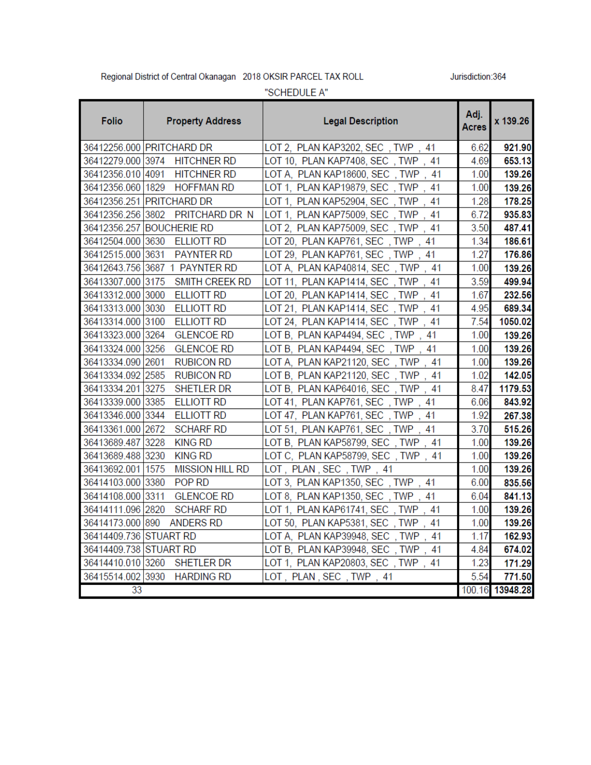Regional District of Central Okanagan 2018 OKSIR PARCEL TAX ROLL

Jurisdiction:364

"SCHEDULE A"

| Folio | Property Address | Legal Description | Adj. Acres | x 139.26 |
|---|---|---|---|---|
| 36412256.000 | PRITCHARD DR | LOT 2, PLAN KAP3202, SEC , TWP , 41 | 6.62 | **921.90** |
| 36412279.000 | 3974 HITCHNER RD | LOT 10, PLAN KAP7408, SEC , TWP , 41 | 4.69 | **653.13** |
| 36412356.010 | 4091 HITCHNER RD | LOT A, PLAN KAP18600, SEC , TWP , 41 | 1.00 | **139.26** |
| 36412356.060 | 1829 HOFFMAN RD | LOT 1, PLAN KAP19879, SEC , TWP , 41 | 1.00 | **139.26** |
| 36412356.251 | PRITCHARD DR | LOT 1, PLAN KAP52904, SEC , TWP , 41 | 1.28 | **178.25** |
| 36412356.256 | 3802 PRITCHARD DR N | LOT 1, PLAN KAP75009, SEC , TWP , 41 | 6.72 | **935.83** |
| 36412356.257 | BOUCHERIE RD | LOT 2, PLAN KAP75009, SEC , TWP , 41 | 3.50 | **487.41** |
| 36412504.000 | 3630 ELLIOTT RD | LOT 20, PLAN KAP761, SEC , TWP , 41 | 1.34 | **186.61** |
| 36412515.000 | 3631 PAYNTER RD | LOT 29, PLAN KAP761, SEC , TWP , 41 | 1.27 | **176.86** |
| 36412643.756 | 3687 1 PAYNTER RD | LOT A, PLAN KAP40814, SEC , TWP , 41 | 1.00 | **139.26** |
| 36413307.000 | 3175 SMITH CREEK RD | LOT 11, PLAN KAP1414, SEC , TWP , 41 | 3.59 | **499.94** |
| 36413312.000 | 3000 ELLIOTT RD | LOT 20, PLAN KAP1414, SEC , TWP , 41 | 1.67 | **232.56** |
| 36413313.000 | 3030 ELLIOTT RD | LOT 21, PLAN KAP1414, SEC , TWP , 41 | 4.95 | **689.34** |
| 36413314.000 | 3100 ELLIOTT RD | LOT 24, PLAN KAP1414, SEC , TWP , 41 | 7.54 | **1050.02** |
| 36413323.000 | 3264 GLENCOE RD | LOT B, PLAN KAP4494, SEC , TWP , 41 | 1.00 | **139.26** |
| 36413324.000 | 3256 GLENCOE RD | LOT B, PLAN KAP4494, SEC , TWP , 41 | 1.00 | **139.26** |
| 36413334.090 | 2601 RUBICON RD | LOT A, PLAN KAP21120, SEC , TWP , 41 | 1.00 | **139.26** |
| 36413334.092 | 2585 RUBICON RD | LOT B, PLAN KAP21120, SEC , TWP , 41 | 1.02 | **142.05** |
| 36413334.201 | 3275 SHETLER DR | LOT B, PLAN KAP64016, SEC , TWP , 41 | 8.47 | **1179.53** |
| 36413339.000 | 3385 ELLIOTT RD | LOT 41, PLAN KAP761, SEC , TWP , 41 | 6.06 | **843.92** |
| 36413346.000 | 3344 ELLIOTT RD | LOT 47, PLAN KAP761, SEC , TWP , 41 | 1.92 | **267.38** |
| 36413361.000 | 2672 SCHARF RD | LOT 51, PLAN KAP761, SEC , TWP , 41 | 3.70 | **515.26** |
| 36413689.487 | 3228 KING RD | LOT B, PLAN KAP58799, SEC , TWP , 41 | 1.00 | **139.26** |
| 36413689.488 | 3230 KING RD | LOT C, PLAN KAP58799, SEC , TWP , 41 | 1.00 | **139.26** |
| 36413692.001 | 1575 MISSION HILL RD | LOT , PLAN , SEC , TWP , 41 | 1.00 | **139.26** |
| 36414103.000 | 3380 POP RD | LOT 3, PLAN KAP1350, SEC , TWP , 41 | 6.00 | **835.56** |
| 36414108.000 | 3311 GLENCOE RD | LOT 8, PLAN KAP1350, SEC , TWP , 41 | 6.04 | **841.13** |
| 36414111.096 | 2820 SCHARF RD | LOT 1, PLAN KAP61741, SEC , TWP , 41 | 1.00 | **139.26** |
| 36414173.000 | 890 ANDERS RD | LOT 50, PLAN KAP5381, SEC , TWP , 41 | 1.00 | **139.26** |
| 36414409.736 | STUART RD | LOT A, PLAN KAP39948, SEC , TWP , 41 | 1.17 | **162.93** |
| 36414409.738 | STUART RD | LOT B, PLAN KAP39948, SEC , TWP , 41 | 4.84 | **674.02** |
| 36414410.010 | 3260 SHETLER DR | LOT 1, PLAN KAP20803, SEC , TWP , 41 | 1.23 | **171.29** |
| 36415514.002 | 3930 HARDING RD | LOT , PLAN , SEC , TWP , 41 | 5.54 | **771.50** |
| 33 | | | 100.16 | **13948.28** |